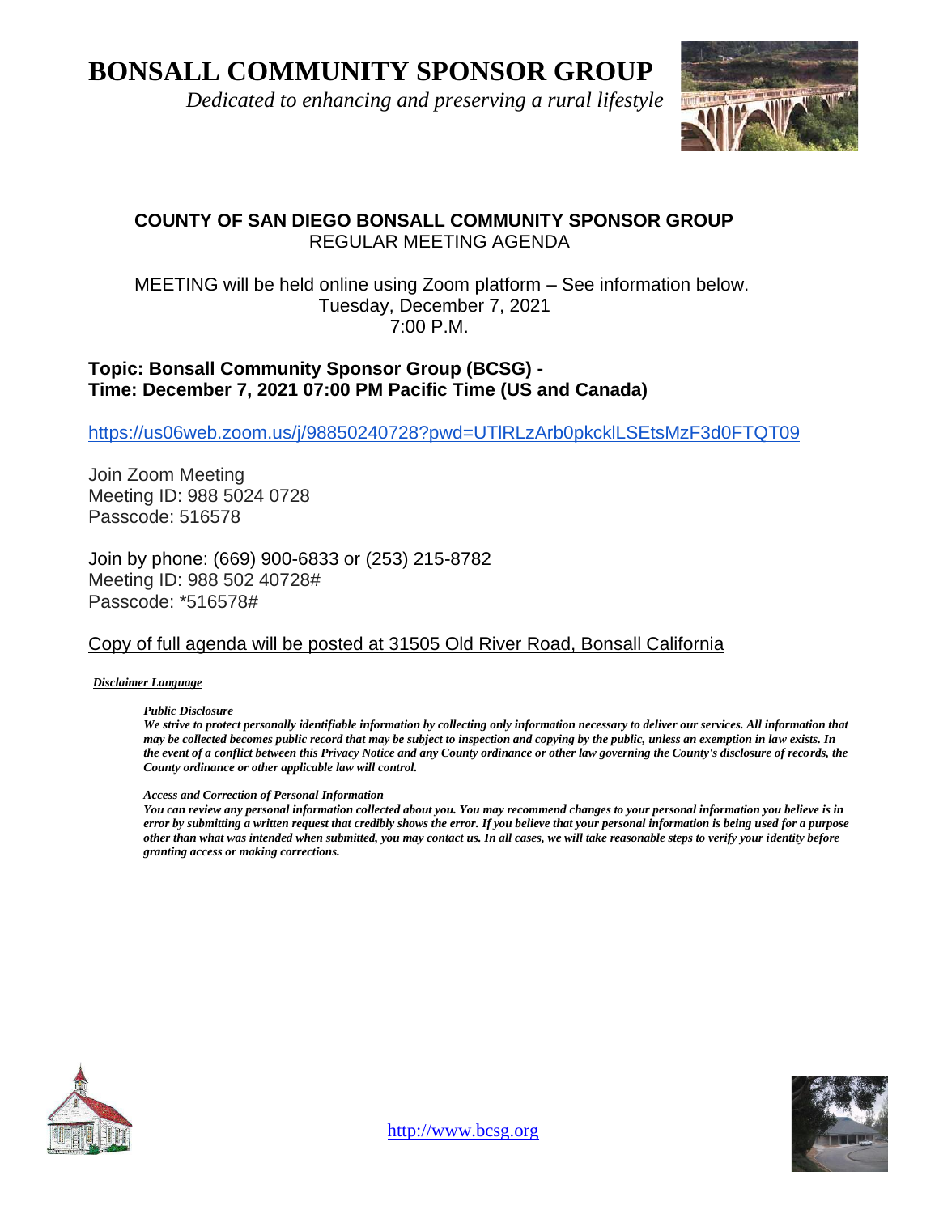# BONSALL COMMUNITY SPONSOR GROUP

*Dedicated to enhancing and preserving a rural lifestyle*

**COUNTY OF SAN DIEGO BONSALL COMMUNITY SPONSOR GROUP**
REGULAR MEETING AGENDA

MEETING will be held online using Zoom platform – See information below.
Tuesday, December 7, 2021
7:00 P.M.

**Topic: Bonsall Community Sponsor Group (BCSG) -**
**Time: December 7, 2021 07:00 PM Pacific Time (US and Canada)**

https://us06web.zoom.us/j/98850240728?pwd=UTlRLzArb0pkcklLSEtsMzF3d0FTQT09

Join Zoom Meeting
Meeting ID: 988 5024 0728
Passcode: 516578

Join by phone: (669) 900-6833 or (253) 215-8782
Meeting ID: 988 502 40728#
Passcode: *516578#

Copy of full agenda will be posted at 31505 Old River Road, Bonsall California

***Disclaimer Language***

***Public Disclosure***
***We strive to protect personally identifiable information by collecting only information necessary to deliver our services. All information that may be collected becomes public record that may be subject to inspection and copying by the public, unless an exemption in law exists. In the event of a conflict between this Privacy Notice and any County ordinance or other law governing the County's disclosure of records, the County ordinance or other applicable law will control.***

***Access and Correction of Personal Information***
***You can review any personal information collected about you. You may recommend changes to your personal information you believe is in error by submitting a written request that credibly shows the error. If you believe that your personal information is being used for a purpose other than what was intended when submitted, you may contact us. In all cases, we will take reasonable steps to verify your identity before granting access or making corrections.***

http://www.bcsg.org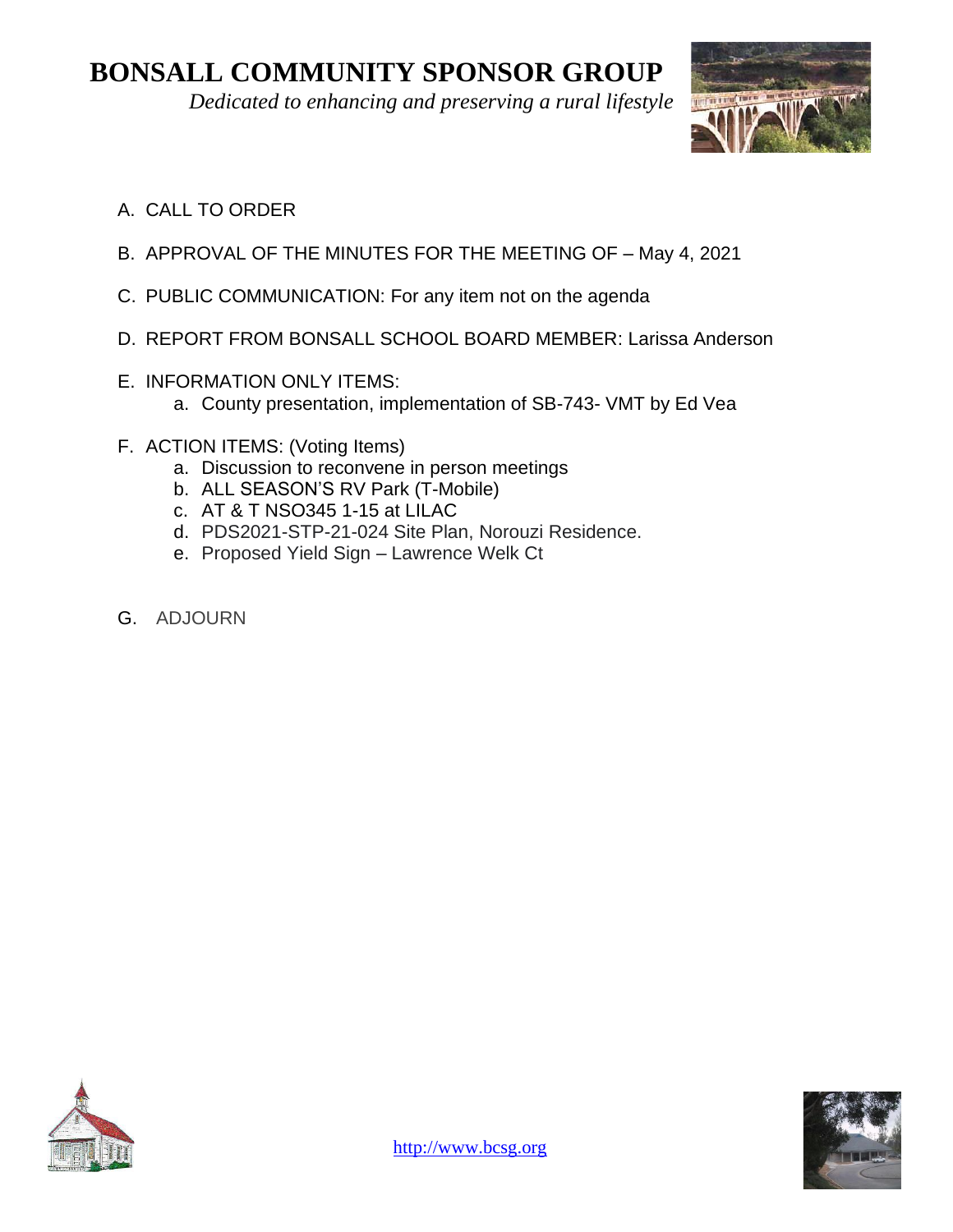# BONSALL COMMUNITY SPONSOR GROUP

*Dedicated to enhancing and preserving a rural lifestyle*

A. CALL TO ORDER

B. APPROVAL OF THE MINUTES FOR THE MEETING OF – May 4, 2021

C. PUBLIC COMMUNICATION: For any item not on the agenda

D. REPORT FROM BONSALL SCHOOL BOARD MEMBER: Larissa Anderson

E. INFORMATION ONLY ITEMS:
   a. County presentation, implementation of SB-743- VMT by Ed Vea

F. ACTION ITEMS: (Voting Items)
   a. Discussion to reconvene in person meetings
   b. ALL SEASON'S RV Park (T-Mobile)
   c. AT & T NSO345 1-15 at LILAC
   d. PDS2021-STP-21-024 Site Plan, Norouzi Residence.
   e. Proposed Yield Sign – Lawrence Welk Ct

G. ADJOURN

http://www.bcsg.org